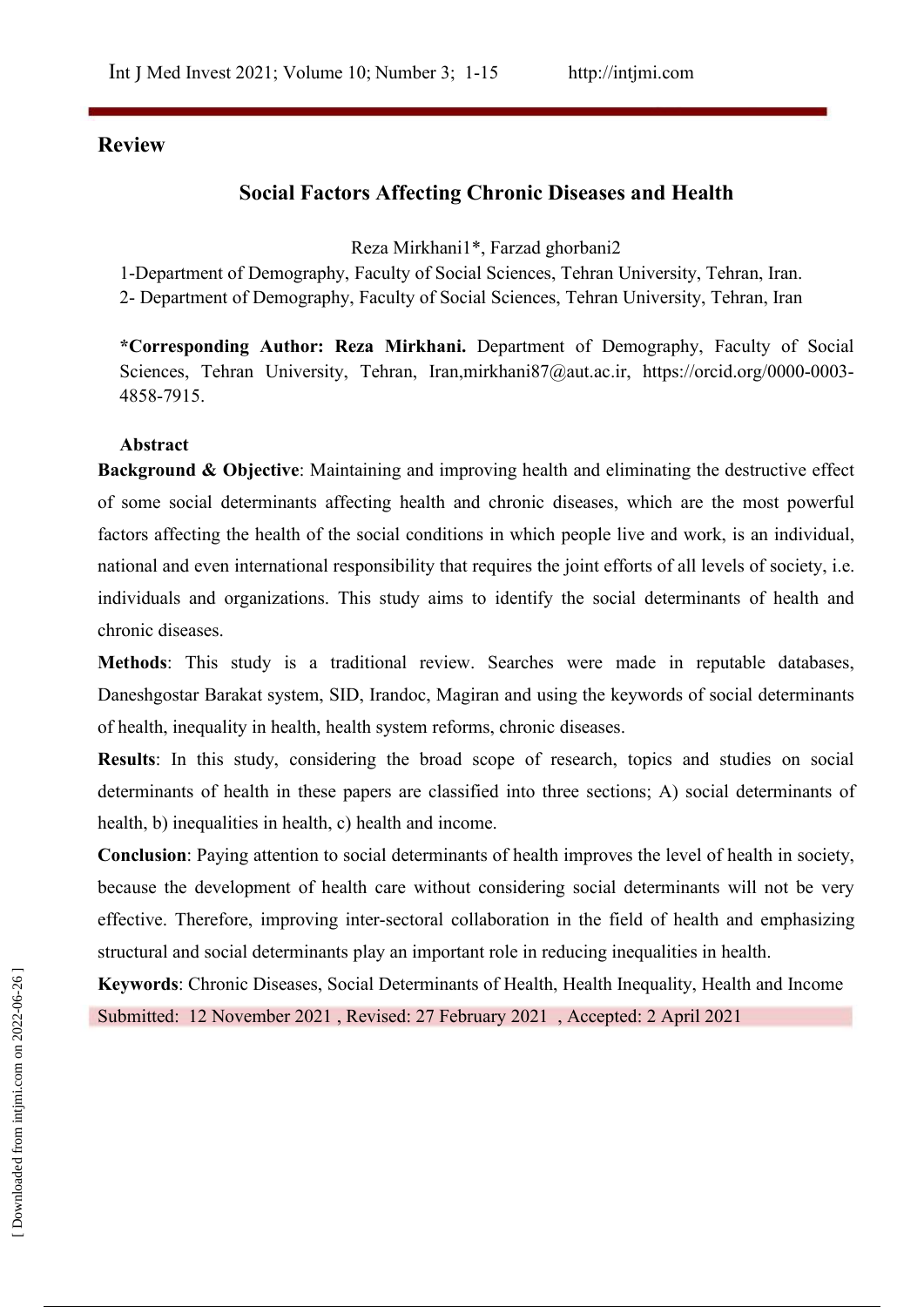**Review**

# Social Factors Affecting Chronic Diseases and Health

Reza Mirkhani[1]*, Farzad ghorbani[2]

1-Department of Demography, Faculty of Social Sciences, Tehran University, Tehran, Iran.
2- Department of Demography, Faculty of Social Sciences, Tehran University, Tehran, Iran

**\*Corresponding Author: Reza Mirkhani.** Department of Demography, Faculty of Social Sciences, Tehran University, Tehran, Iran,mirkhani87@aut.ac.ir, https://orcid.org/0000-0003-4858-7915.

**Abstract**

**Background & Objective**: Maintaining and improving health and eliminating the destructive effect of some social determinants affecting health and chronic diseases, which are the most powerful factors affecting the health of the social conditions in which people live and work, is an individual, national and even international responsibility that requires the joint efforts of all levels of society, i.e. individuals and organizations. This study aims to identify the social determinants of health and chronic diseases.

**Methods**: This study is a traditional review. Searches were made in reputable databases, Daneshgostar Barakat system, SID, Irandoc, Magiran and using the keywords of social determinants of health, inequality in health, health system reforms, chronic diseases.

**Results**: In this study, considering the broad scope of research, topics and studies on social determinants of health in these papers are classified into three sections; A) social determinants of health, b) inequalities in health, c) health and income.

**Conclusion**: Paying attention to social determinants of health improves the level of health in society, because the development of health care without considering social determinants will not be very effective. Therefore, improving inter-sectoral collaboration in the field of health and emphasizing structural and social determinants play an important role in reducing inequalities in health.

**Keywords**: Chronic Diseases, Social Determinants of Health, Health Inequality, Health and Income

Submitted: 12 November 2021 , Revised: 27 February 2021 , Accepted: 2 April 2021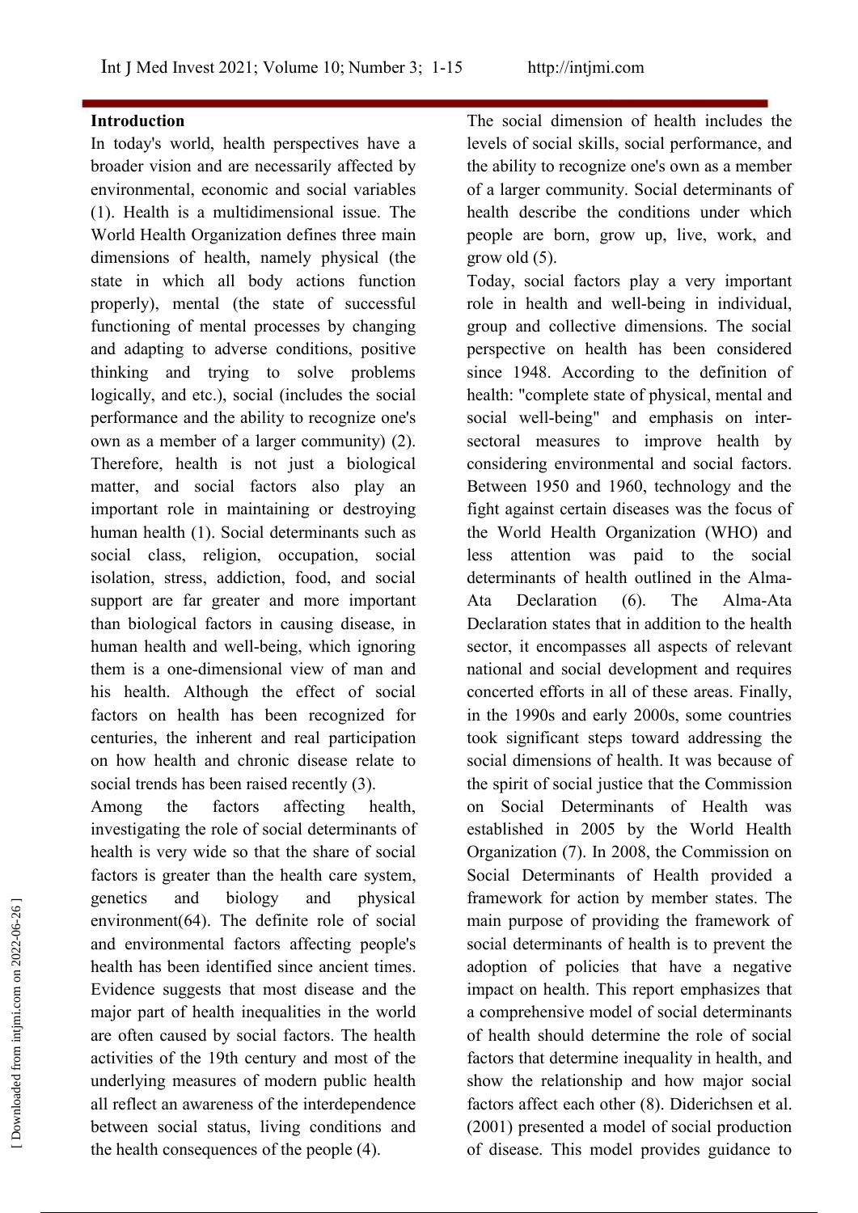## Introduction

In today's world, health perspectives have a broader vision and are necessarily affected by environmental, economic and social variables (1). Health is a multidimensional issue. The World Health Organization defines three main dimensions of health, namely physical (the state in which all body actions function properly), mental (the state of successful functioning of mental processes by changing and adapting to adverse conditions, positive thinking and trying to solve problems logically, and etc.), social (includes the social performance and the ability to recognize one's own as a member of a larger community) (2). Therefore, health is not just a biological matter, and social factors also play an important role in maintaining or destroying human health (1). Social determinants such as social class, religion, occupation, social isolation, stress, addiction, food, and social support are far greater and more important than biological factors in causing disease, in human health and well-being, which ignoring them is a one-dimensional view of man and his health. Although the effect of social factors on health has been recognized for centuries, the inherent and real participation on how health and chronic disease relate to social trends has been raised recently (3).

Among the factors affecting health, investigating the role of social determinants of health is very wide so that the share of social factors is greater than the health care system, genetics and biology and physical environment(64). The definite role of social and environmental factors affecting people's health has been identified since ancient times. Evidence suggests that most disease and the major part of health inequalities in the world are often caused by social factors. The health activities of the 19th century and most of the underlying measures of modern public health all reflect an awareness of the interdependence between social status, living conditions and the health consequences of the people (4).

The social dimension of health includes the levels of social skills, social performance, and the ability to recognize one's own as a member of a larger community. Social determinants of health describe the conditions under which people are born, grow up, live, work, and grow old (5).

Today, social factors play a very important role in health and well-being in individual, group and collective dimensions. The social perspective on health has been considered since 1948. According to the definition of health: "complete state of physical, mental and social well-being" and emphasis on inter-sectoral measures to improve health by considering environmental and social factors. Between 1950 and 1960, technology and the fight against certain diseases was the focus of the World Health Organization (WHO) and less attention was paid to the social determinants of health outlined in the Alma-Ata Declaration (6). The Alma-Ata Declaration states that in addition to the health sector, it encompasses all aspects of relevant national and social development and requires concerted efforts in all of these areas. Finally, in the 1990s and early 2000s, some countries took significant steps toward addressing the social dimensions of health. It was because of the spirit of social justice that the Commission on Social Determinants of Health was established in 2005 by the World Health Organization (7). In 2008, the Commission on Social Determinants of Health provided a framework for action by member states. The main purpose of providing the framework of social determinants of health is to prevent the adoption of policies that have a negative impact on health. This report emphasizes that a comprehensive model of social determinants of health should determine the role of social factors that determine inequality in health, and show the relationship and how major social factors affect each other (8). Diderichsen et al. (2001) presented a model of social production of disease. This model provides guidance to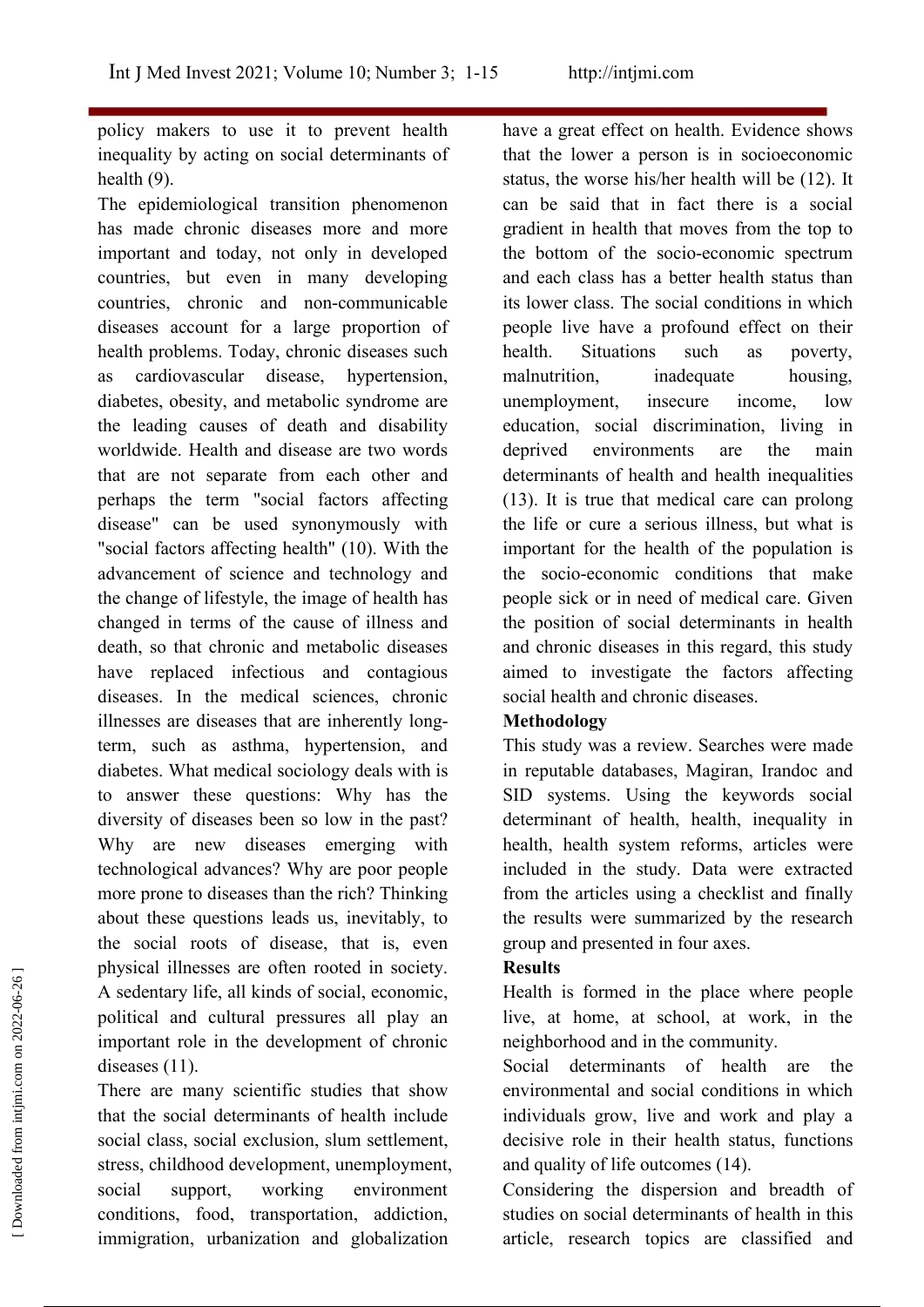policy makers to use it to prevent health inequality by acting on social determinants of health (9).

The epidemiological transition phenomenon has made chronic diseases more and more important and today, not only in developed countries, but even in many developing countries, chronic and non-communicable diseases account for a large proportion of health problems. Today, chronic diseases such as cardiovascular disease, hypertension, diabetes, obesity, and metabolic syndrome are the leading causes of death and disability worldwide. Health and disease are two words that are not separate from each other and perhaps the term "social factors affecting disease" can be used synonymously with "social factors affecting health" (10). With the advancement of science and technology and the change of lifestyle, the image of health has changed in terms of the cause of illness and death, so that chronic and metabolic diseases have replaced infectious and contagious diseases. In the medical sciences, chronic illnesses are diseases that are inherently long-term, such as asthma, hypertension, and diabetes. What medical sociology deals with is to answer these questions: Why has the diversity of diseases been so low in the past? Why are new diseases emerging with technological advances? Why are poor people more prone to diseases than the rich? Thinking about these questions leads us, inevitably, to the social roots of disease, that is, even physical illnesses are often rooted in society. A sedentary life, all kinds of social, economic, political and cultural pressures all play an important role in the development of chronic diseases (11).

There are many scientific studies that show that the social determinants of health include social class, social exclusion, slum settlement, stress, childhood development, unemployment, social support, working environment conditions, food, transportation, addiction, immigration, urbanization and globalization have a great effect on health. Evidence shows that the lower a person is in socioeconomic status, the worse his/her health will be (12). It can be said that in fact there is a social gradient in health that moves from the top to the bottom of the socio-economic spectrum and each class has a better health status than its lower class. The social conditions in which people live have a profound effect on their health. Situations such as poverty, malnutrition, inadequate housing, unemployment, insecure income, low education, social discrimination, living in deprived environments are the main determinants of health and health inequalities (13). It is true that medical care can prolong the life or cure a serious illness, but what is important for the health of the population is the socio-economic conditions that make people sick or in need of medical care. Given the position of social determinants in health and chronic diseases in this regard, this study aimed to investigate the factors affecting social health and chronic diseases.

## Methodology

This study was a review. Searches were made in reputable databases, Magiran, Irandoc and SID systems. Using the keywords social determinant of health, health, inequality in health, health system reforms, articles were included in the study. Data were extracted from the articles using a checklist and finally the results were summarized by the research group and presented in four axes.

## Results

Health is formed in the place where people live, at home, at school, at work, in the neighborhood and in the community.

Social determinants of health are the environmental and social conditions in which individuals grow, live and work and play a decisive role in their health status, functions and quality of life outcomes (14).

Considering the dispersion and breadth of studies on social determinants of health in this article, research topics are classified and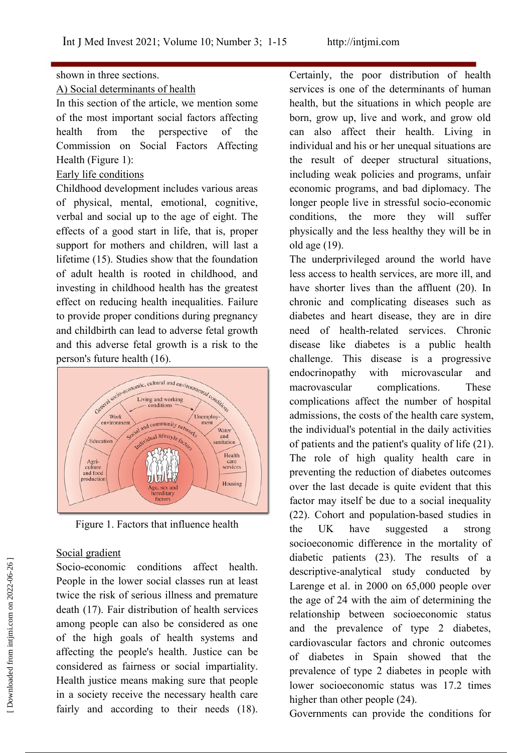shown in three sections.

A) Social determinants of health

In this section of the article, we mention some of the most important social factors affecting health from the perspective of the Commission on Social Factors Affecting Health (Figure 1):

Early life conditions

Childhood development includes various areas of physical, mental, emotional, cognitive, verbal and social up to the age of eight. The effects of a good start in life, that is, proper support for mothers and children, will last a lifetime (15). Studies show that the foundation of adult health is rooted in childhood, and investing in childhood health has the greatest effect on reducing health inequalities. Failure to provide proper conditions during pregnancy and childbirth can lead to adverse fetal growth and this adverse fetal growth is a risk to the person's future health (16).

Figure 1. Factors that influence health

Social gradient

Socio-economic conditions affect health. People in the lower social classes run at least twice the risk of serious illness and premature death (17). Fair distribution of health services among people can also be considered as one of the high goals of health systems and affecting the people's health. Justice can be considered as fairness or social impartiality. Health justice means making sure that people in a society receive the necessary health care fairly and according to their needs (18). Certainly, the poor distribution of health services is one of the determinants of human health, but the situations in which people are born, grow up, live and work, and grow old can also affect their health. Living in individual and his or her unequal situations are the result of deeper structural situations, including weak policies and programs, unfair economic programs, and bad diplomacy. The longer people live in stressful socio-economic conditions, the more they will suffer physically and the less healthy they will be in old age (19).

The underprivileged around the world have less access to health services, are more ill, and have shorter lives than the affluent (20). In chronic and complicating diseases such as diabetes and heart disease, they are in dire need of health-related services. Chronic disease like diabetes is a public health challenge. This disease is a progressive endocrinopathy with microvascular and macrovascular complications. These complications affect the number of hospital admissions, the costs of the health care system, the individual's potential in the daily activities of patients and the patient's quality of life (21). The role of high quality health care in preventing the reduction of diabetes outcomes over the last decade is quite evident that this factor may itself be due to a social inequality (22). Cohort and population-based studies in the UK have suggested a strong socioeconomic difference in the mortality of diabetic patients (23). The results of a descriptive-analytical study conducted by Larenge et al. in 2000 on 65,000 people over the age of 24 with the aim of determining the relationship between socioeconomic status and the prevalence of type 2 diabetes, cardiovascular factors and chronic outcomes of diabetes in Spain showed that the prevalence of type 2 diabetes in people with lower socioeconomic status was 17.2 times higher than other people (24).

Governments can provide the conditions for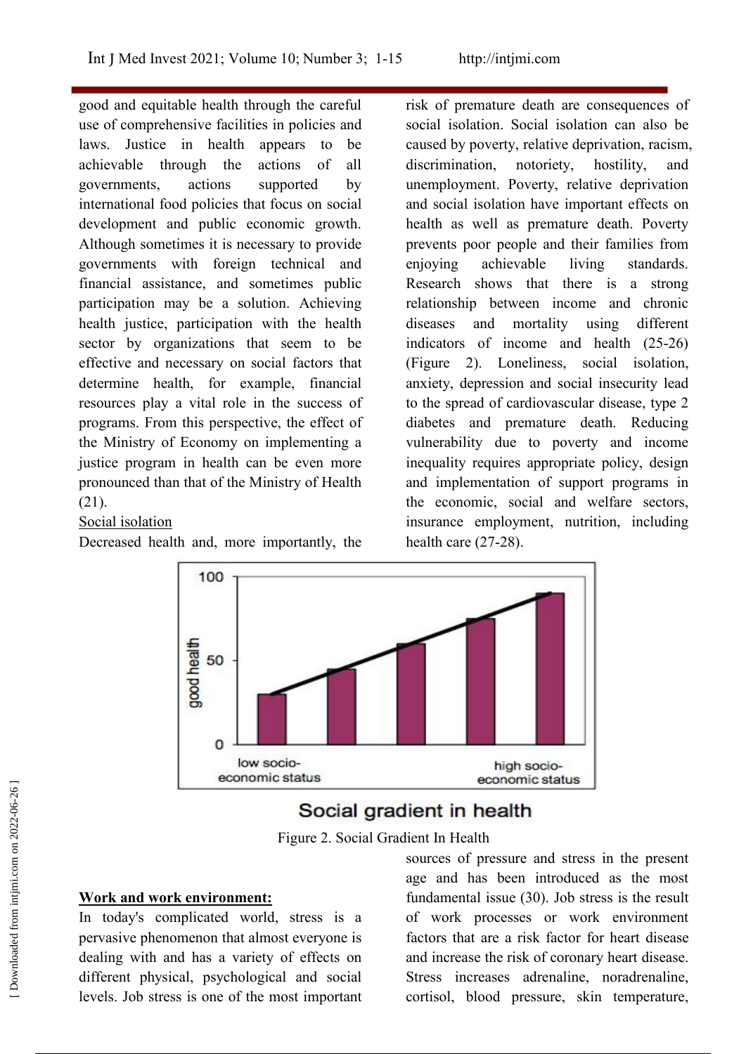good and equitable health through the careful use of comprehensive facilities in policies and laws. Justice in health appears to be achievable through the actions of all governments, actions supported by international food policies that focus on social development and public economic growth. Although sometimes it is necessary to provide governments with foreign technical and financial assistance, and sometimes public participation may be a solution. Achieving health justice, participation with the health sector by organizations that seem to be effective and necessary on social factors that determine health, for example, financial resources play a vital role in the success of programs. From this perspective, the effect of the Ministry of Economy on implementing a justice program in health can be even more pronounced than that of the Ministry of Health (21).

Social isolation

Decreased health and, more importantly, the risk of premature death are consequences of social isolation. Social isolation can also be caused by poverty, relative deprivation, racism, discrimination, notoriety, hostility, and unemployment. Poverty, relative deprivation and social isolation have important effects on health as well as premature death. Poverty prevents poor people and their families from enjoying achievable living standards. Research shows that there is a strong relationship between income and chronic diseases and mortality using different indicators of income and health (25-26) (Figure 2). Loneliness, social isolation, anxiety, depression and social insecurity lead to the spread of cardiovascular disease, type 2 diabetes and premature death. Reducing vulnerability due to poverty and income inequality requires appropriate policy, design and implementation of support programs in the economic, social and welfare sectors, insurance employment, nutrition, including health care (27-28).

Figure 2. Social Gradient In Health

**Work and work environment:**

In today's complicated world, stress is a pervasive phenomenon that almost everyone is dealing with and has a variety of effects on different physical, psychological and social levels. Job stress is one of the most important sources of pressure and stress in the present age and has been introduced as the most fundamental issue (30). Job stress is the result of work processes or work environment factors that are a risk factor for heart disease and increase the risk of coronary heart disease. Stress increases adrenaline, noradrenaline, cortisol, blood pressure, skin temperature,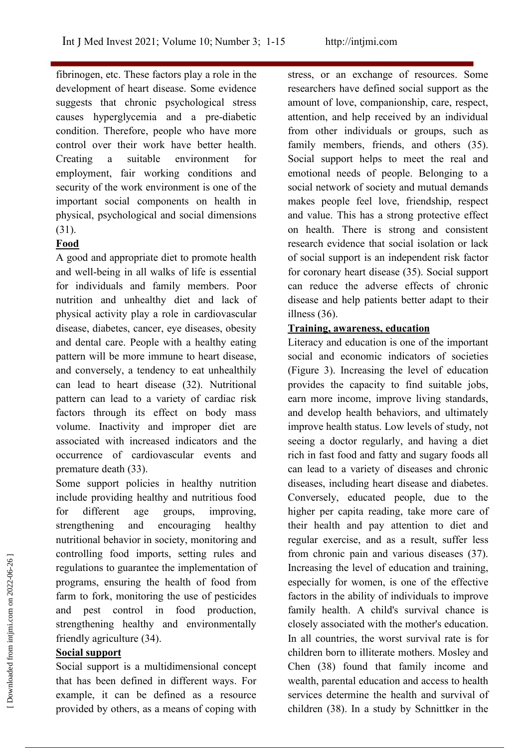fibrinogen, etc. These factors play a role in the development of heart disease. Some evidence suggests that chronic psychological stress causes hyperglycemia and a pre-diabetic condition. Therefore, people who have more control over their work have better health. Creating a suitable environment for employment, fair working conditions and security of the work environment is one of the important social components on health in physical, psychological and social dimensions (31).

**Food**

A good and appropriate diet to promote health and well-being in all walks of life is essential for individuals and family members. Poor nutrition and unhealthy diet and lack of physical activity play a role in cardiovascular disease, diabetes, cancer, eye diseases, obesity and dental care. People with a healthy eating pattern will be more immune to heart disease, and conversely, a tendency to eat unhealthily can lead to heart disease (32). Nutritional pattern can lead to a variety of cardiac risk factors through its effect on body mass volume. Inactivity and improper diet are associated with increased indicators and the occurrence of cardiovascular events and premature death (33).

Some support policies in healthy nutrition include providing healthy and nutritious food for different age groups, improving, strengthening and encouraging healthy nutritional behavior in society, monitoring and controlling food imports, setting rules and regulations to guarantee the implementation of programs, ensuring the health of food from farm to fork, monitoring the use of pesticides and pest control in food production, strengthening healthy and environmentally friendly agriculture (34).

**Social support**

Social support is a multidimensional concept that has been defined in different ways. For example, it can be defined as a resource provided by others, as a means of coping with stress, or an exchange of resources. Some researchers have defined social support as the amount of love, companionship, care, respect, attention, and help received by an individual from other individuals or groups, such as family members, friends, and others (35). Social support helps to meet the real and emotional needs of people. Belonging to a social network of society and mutual demands makes people feel love, friendship, respect and value. This has a strong protective effect on health. There is strong and consistent research evidence that social isolation or lack of social support is an independent risk factor for coronary heart disease (35). Social support can reduce the adverse effects of chronic disease and help patients better adapt to their illness (36).

**Training, awareness, education**

Literacy and education is one of the important social and economic indicators of societies (Figure 3). Increasing the level of education provides the capacity to find suitable jobs, earn more income, improve living standards, and develop health behaviors, and ultimately improve health status. Low levels of study, not seeing a doctor regularly, and having a diet rich in fast food and fatty and sugary foods all can lead to a variety of diseases and chronic diseases, including heart disease and diabetes. Conversely, educated people, due to the higher per capita reading, take more care of their health and pay attention to diet and regular exercise, and as a result, suffer less from chronic pain and various diseases (37). Increasing the level of education and training, especially for women, is one of the effective factors in the ability of individuals to improve family health. A child's survival chance is closely associated with the mother's education. In all countries, the worst survival rate is for children born to illiterate mothers. Mosley and Chen (38) found that family income and wealth, parental education and access to health services determine the health and survival of children (38). In a study by Schnittker in the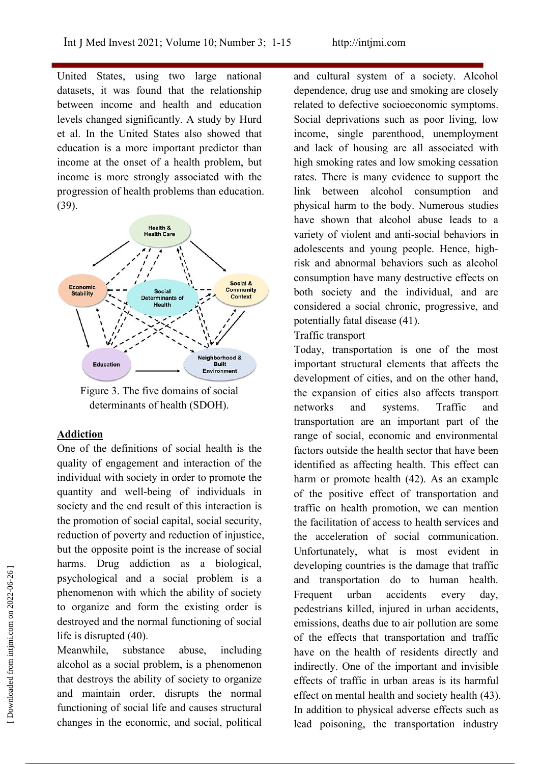United States, using two large national datasets, it was found that the relationship between income and health and education levels changed significantly. A study by Hurd et al. In the United States also showed that education is a more important predictor than income at the onset of a health problem, but income is more strongly associated with the progression of health problems than education. (39).

Figure 3. The five domains of social determinants of health (SDOH).

**Addiction**

One of the definitions of social health is the quality of engagement and interaction of the individual with society in order to promote the quantity and well-being of individuals in society and the end result of this interaction is the promotion of social capital, social security, reduction of poverty and reduction of injustice, but the opposite point is the increase of social harms. Drug addiction as a biological, psychological and a social problem is a phenomenon with which the ability of society to organize and form the existing order is destroyed and the normal functioning of social life is disrupted (40).

Meanwhile, substance abuse, including alcohol as a social problem, is a phenomenon that destroys the ability of society to organize and maintain order, disrupts the normal functioning of social life and causes structural changes in the economic, and social, political and cultural system of a society. Alcohol dependence, drug use and smoking are closely related to defective socioeconomic symptoms. Social deprivations such as poor living, low income, single parenthood, unemployment and lack of housing are all associated with high smoking rates and low smoking cessation rates. There is many evidence to support the link between alcohol consumption and physical harm to the body. Numerous studies have shown that alcohol abuse leads to a variety of violent and anti-social behaviors in adolescents and young people. Hence, high-risk and abnormal behaviors such as alcohol consumption have many destructive effects on both society and the individual, and are considered a social chronic, progressive, and potentially fatal disease (41).

Traffic transport

Today, transportation is one of the most important structural elements that affects the development of cities, and on the other hand, the expansion of cities also affects transport networks and systems. Traffic and transportation are an important part of the range of social, economic and environmental factors outside the health sector that have been identified as affecting health. This effect can harm or promote health (42). As an example of the positive effect of transportation and traffic on health promotion, we can mention the facilitation of access to health services and the acceleration of social communication. Unfortunately, what is most evident in developing countries is the damage that traffic and transportation do to human health. Frequent urban accidents every day, pedestrians killed, injured in urban accidents, emissions, deaths due to air pollution are some of the effects that transportation and traffic have on the health of residents directly and indirectly. One of the important and invisible effects of traffic in urban areas is its harmful effect on mental health and society health (43). In addition to physical adverse effects such as lead poisoning, the transportation industry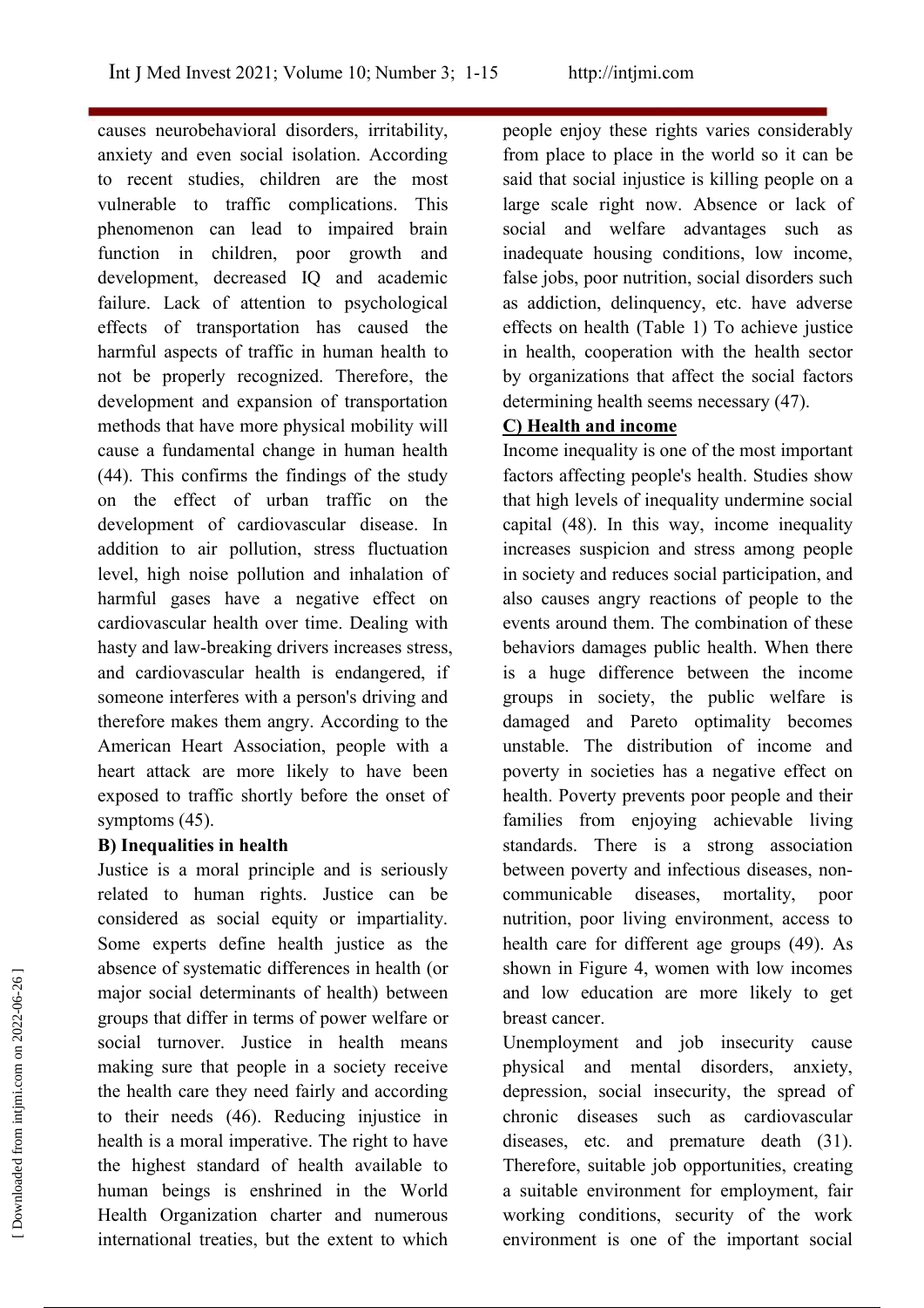causes neurobehavioral disorders, irritability, anxiety and even social isolation. According to recent studies, children are the most vulnerable to traffic complications. This phenomenon can lead to impaired brain function in children, poor growth and development, decreased IQ and academic failure. Lack of attention to psychological effects of transportation has caused the harmful aspects of traffic in human health to not be properly recognized. Therefore, the development and expansion of transportation methods that have more physical mobility will cause a fundamental change in human health (44). This confirms the findings of the study on the effect of urban traffic on the development of cardiovascular disease. In addition to air pollution, stress fluctuation level, high noise pollution and inhalation of harmful gases have a negative effect on cardiovascular health over time. Dealing with hasty and law-breaking drivers increases stress, and cardiovascular health is endangered, if someone interferes with a person's driving and therefore makes them angry. According to the American Heart Association, people with a heart attack are more likely to have been exposed to traffic shortly before the onset of symptoms (45).

**B) Inequalities in health**

Justice is a moral principle and is seriously related to human rights. Justice can be considered as social equity or impartiality. Some experts define health justice as the absence of systematic differences in health (or major social determinants of health) between groups that differ in terms of power welfare or social turnover. Justice in health means making sure that people in a society receive the health care they need fairly and according to their needs (46). Reducing injustice in health is a moral imperative. The right to have the highest standard of health available to human beings is enshrined in the World Health Organization charter and numerous international treaties, but the extent to which people enjoy these rights varies considerably from place to place in the world so it can be said that social injustice is killing people on a large scale right now. Absence or lack of social and welfare advantages such as inadequate housing conditions, low income, false jobs, poor nutrition, social disorders such as addiction, delinquency, etc. have adverse effects on health (Table 1) To achieve justice in health, cooperation with the health sector by organizations that affect the social factors determining health seems necessary (47).

**C) Health and income**

Income inequality is one of the most important factors affecting people's health. Studies show that high levels of inequality undermine social capital (48). In this way, income inequality increases suspicion and stress among people in society and reduces social participation, and also causes angry reactions of people to the events around them. The combination of these behaviors damages public health. When there is a huge difference between the income groups in society, the public welfare is damaged and Pareto optimality becomes unstable. The distribution of income and poverty in societies has a negative effect on health. Poverty prevents poor people and their families from enjoying achievable living standards. There is a strong association between poverty and infectious diseases, non-communicable diseases, mortality, poor nutrition, poor living environment, access to health care for different age groups (49). As shown in Figure 4, women with low incomes and low education are more likely to get breast cancer.

Unemployment and job insecurity cause physical and mental disorders, anxiety, depression, social insecurity, the spread of chronic diseases such as cardiovascular diseases, etc. and premature death (31). Therefore, suitable job opportunities, creating a suitable environment for employment, fair working conditions, security of the work environment is one of the important social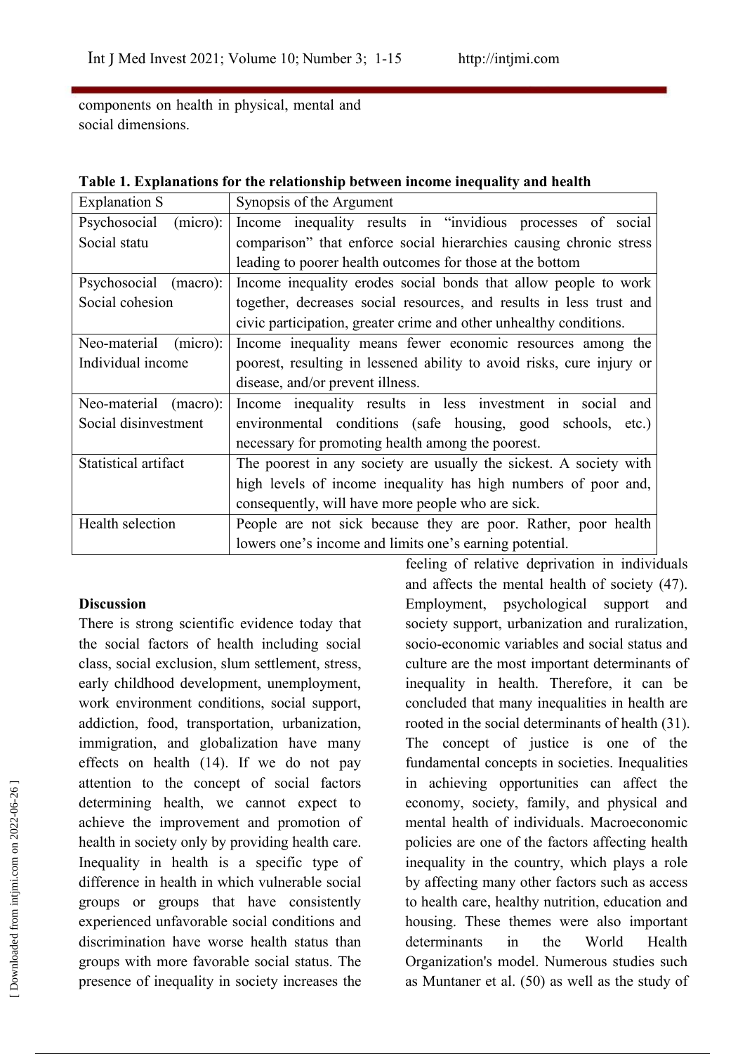components on health in physical, mental and social dimensions.

**Table 1. Explanations for the relationship between income inequality and health**

| Explanation S | Synopsis of the Argument |
|---|---|
| Psychosocial (micro): Social statu | Income inequality results in "invidious processes of social comparison" that enforce social hierarchies causing chronic stress leading to poorer health outcomes for those at the bottom |
| Psychosocial (macro): Social cohesion | Income inequality erodes social bonds that allow people to work together, decreases social resources, and results in less trust and civic participation, greater crime and other unhealthy conditions. |
| Neo-material (micro): Individual income | Income inequality means fewer economic resources among the poorest, resulting in lessened ability to avoid risks, cure injury or disease, and/or prevent illness. |
| Neo-material (macro): Social disinvestment | Income inequality results in less investment in social and environmental conditions (safe housing, good schools, etc.) necessary for promoting health among the poorest. |
| Statistical artifact | The poorest in any society are usually the sickest. A society with high levels of income inequality has high numbers of poor and, consequently, will have more people who are sick. |
| Health selection | People are not sick because they are poor. Rather, poor health lowers one's income and limits one's earning potential. |

**Discussion**

There is strong scientific evidence today that the social factors of health including social class, social exclusion, slum settlement, stress, early childhood development, unemployment, work environment conditions, social support, addiction, food, transportation, urbanization, immigration, and globalization have many effects on health (14). If we do not pay attention to the concept of social factors determining health, we cannot expect to achieve the improvement and promotion of health in society only by providing health care. Inequality in health is a specific type of difference in health in which vulnerable social groups or groups that have consistently experienced unfavorable social conditions and discrimination have worse health status than groups with more favorable social status. The presence of inequality in society increases the feeling of relative deprivation in individuals and affects the mental health of society (47). Employment, psychological support and society support, urbanization and ruralization, socio-economic variables and social status and culture are the most important determinants of inequality in health. Therefore, it can be concluded that many inequalities in health are rooted in the social determinants of health (31). The concept of justice is one of the fundamental concepts in societies. Inequalities in achieving opportunities can affect the economy, society, family, and physical and mental health of individuals. Macroeconomic policies are one of the factors affecting health inequality in the country, which plays a role by affecting many other factors such as access to health care, healthy nutrition, education and housing. These themes were also important determinants in the World Health Organization's model. Numerous studies such as Muntaner et al. (50) as well as the study of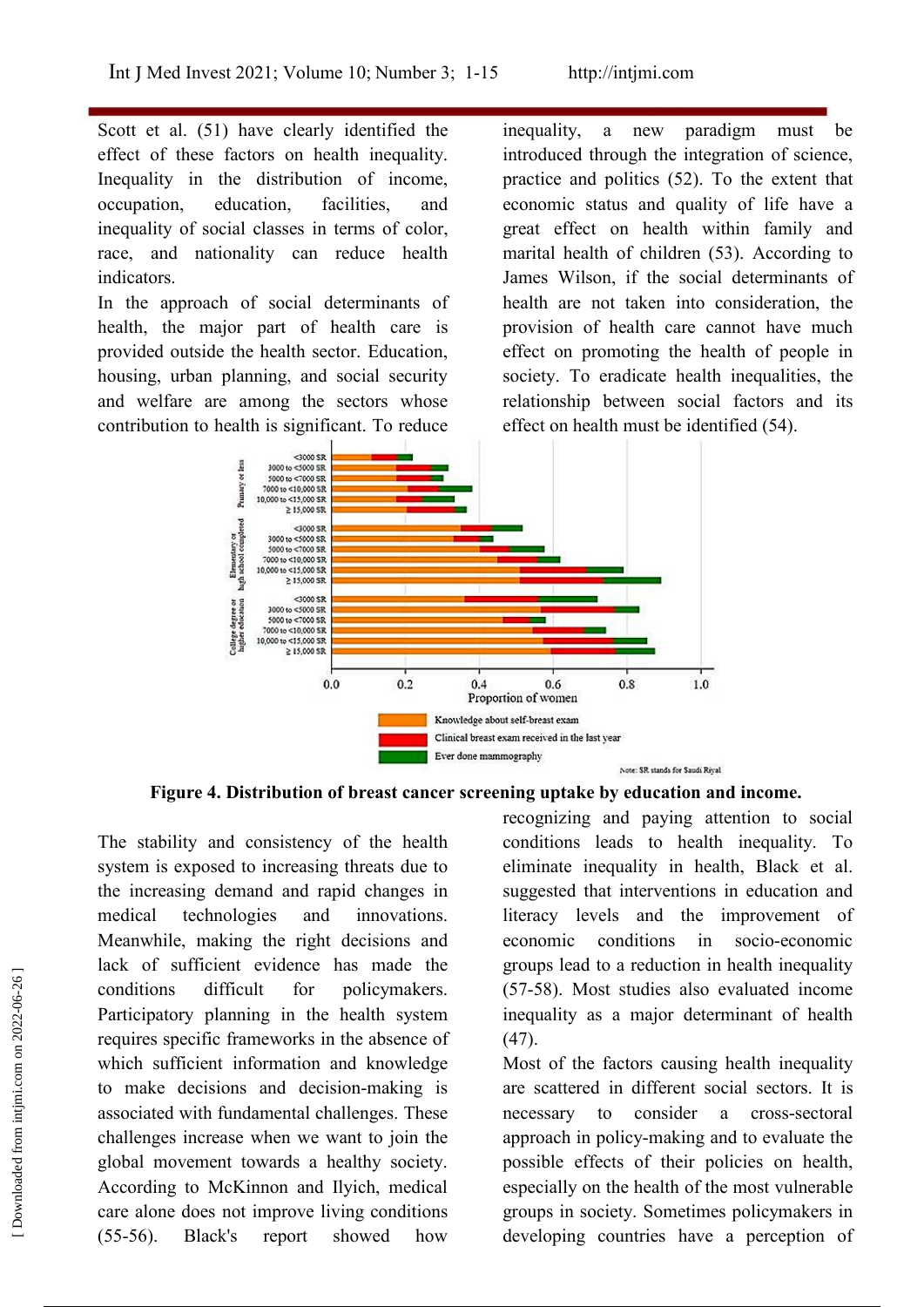Scott et al. (51) have clearly identified the effect of these factors on health inequality. Inequality in the distribution of income, occupation, education, facilities, and inequality of social classes in terms of color, race, and nationality can reduce health indicators.

In the approach of social determinants of health, the major part of health care is provided outside the health sector. Education, housing, urban planning, and social security and welfare are among the sectors whose contribution to health is significant. To reduce inequality, a new paradigm must be introduced through the integration of science, practice and politics (52). To the extent that economic status and quality of life have a great effect on health within family and marital health of children (53). According to James Wilson, if the social determinants of health are not taken into consideration, the provision of health care cannot have much effect on promoting the health of people in society. To eradicate health inequalities, the relationship between social factors and its effect on health must be identified (54).

**Figure 4. Distribution of breast cancer screening uptake by education and income.**

The stability and consistency of the health system is exposed to increasing threats due to the increasing demand and rapid changes in medical technologies and innovations. Meanwhile, making the right decisions and lack of sufficient evidence has made the conditions difficult for policymakers. Participatory planning in the health system requires specific frameworks in the absence of which sufficient information and knowledge to make decisions and decision-making is associated with fundamental challenges. These challenges increase when we want to join the global movement towards a healthy society. According to McKinnon and Ilyich, medical care alone does not improve living conditions (55-56). Black's report showed how recognizing and paying attention to social conditions leads to health inequality. To eliminate inequality in health, Black et al. suggested that interventions in education and literacy levels and the improvement of economic conditions in socio-economic groups lead to a reduction in health inequality (57-58). Most studies also evaluated income inequality as a major determinant of health (47).

Most of the factors causing health inequality are scattered in different social sectors. It is necessary to consider a cross-sectoral approach in policy-making and to evaluate the possible effects of their policies on health, especially on the health of the most vulnerable groups in society. Sometimes policymakers in developing countries have a perception of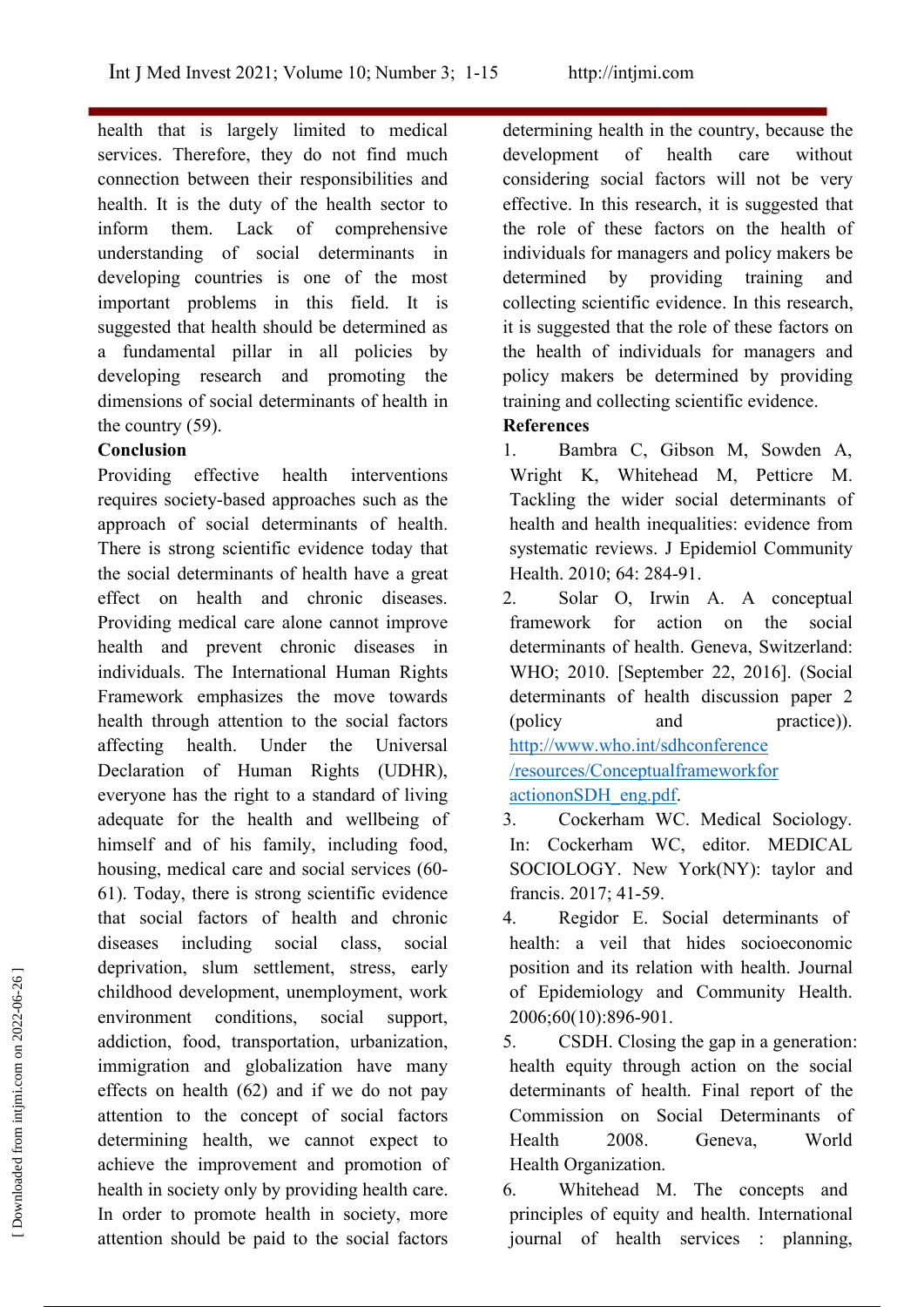health that is largely limited to medical services. Therefore, they do not find much connection between their responsibilities and health. It is the duty of the health sector to inform them. Lack of comprehensive understanding of social determinants in developing countries is one of the most important problems in this field. It is suggested that health should be determined as a fundamental pillar in all policies by developing research and promoting the dimensions of social determinants of health in the country (59).

**Conclusion**

Providing effective health interventions requires society-based approaches such as the approach of social determinants of health. There is strong scientific evidence today that the social determinants of health have a great effect on health and chronic diseases. Providing medical care alone cannot improve health and prevent chronic diseases in individuals. The International Human Rights Framework emphasizes the move towards health through attention to the social factors affecting health. Under the Universal Declaration of Human Rights (UDHR), everyone has the right to a standard of living adequate for the health and wellbeing of himself and of his family, including food, housing, medical care and social services (60-61). Today, there is strong scientific evidence that social factors of health and chronic diseases including social class, social deprivation, slum settlement, stress, early childhood development, unemployment, work environment conditions, social support, addiction, food, transportation, urbanization, immigration and globalization have many effects on health (62) and if we do not pay attention to the concept of social factors determining health, we cannot expect to achieve the improvement and promotion of health in society only by providing health care. In order to promote health in society, more attention should be paid to the social factors determining health in the country, because the development of health care without considering social factors will not be very effective. In this research, it is suggested that the role of these factors on the health of individuals for managers and policy makers be determined by providing training and collecting scientific evidence. In this research, it is suggested that the role of these factors on the health of individuals for managers and policy makers be determined by providing training and collecting scientific evidence.

**References**

1. Bambra C, Gibson M, Sowden A, Wright K, Whitehead M, Petticre M. Tackling the wider social determinants of health and health inequalities: evidence from systematic reviews. J Epidemiol Community Health. 2010; 64: 284-91.
2. Solar O, Irwin A. A conceptual framework for action on the social determinants of health. Geneva, Switzerland: WHO; 2010. [September 22, 2016]. (Social determinants of health discussion paper 2 (policy and practice)). http://www.who.int/sdhconference/resources/ConceptualframeworkforactiononSDH_eng.pdf.
3. Cockerham WC. Medical Sociology. In: Cockerham WC, editor. MEDICAL SOCIOLOGY. New York(NY): taylor and francis. 2017; 41-59.
4. Regidor E. Social determinants of health: a veil that hides socioeconomic position and its relation with health. Journal of Epidemiology and Community Health. 2006;60(10):896-901.
5. CSDH. Closing the gap in a generation: health equity through action on the social determinants of health. Final report of the Commission on Social Determinants of Health 2008. Geneva, World Health Organization.
6. Whitehead M. The concepts and principles of equity and health. International journal of health services : planning,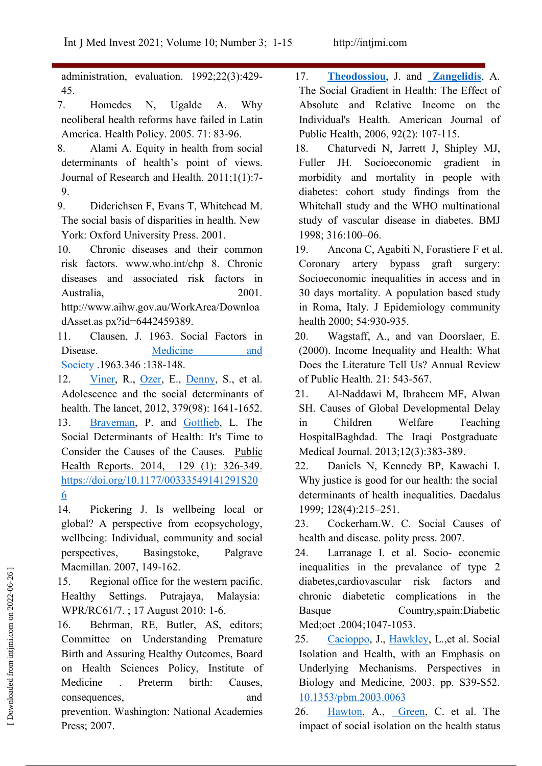administration, evaluation. 1992;22(3):429-45.

7. Homedes N, Ugalde A. Why neoliberal health reforms have failed in Latin America. Health Policy. 2005. 71: 83-96.
8. Alami A. Equity in health from social determinants of health's point of views. Journal of Research and Health. 2011;1(1):7-9.
9. Diderichsen F, Evans T, Whitehead M. The social basis of disparities in health. New York: Oxford University Press. 2001.
10. Chronic diseases and their common risk factors. www.who.int/chp 8. Chronic diseases and associated risk factors in Australia, 2001. http://www.aihw.gov.au/WorkArea/DownloadAsset.as px?id=6442459389.
11. Clausen, J. 1963. Social Factors in Disease. Medicine and Society .1963.346 :138-148.
12. Viner, R., Ozer, E., Denny, S., et al. Adolescence and the social determinants of health. The lancet, 2012, 379(98): 1641-1652.
13. Braveman, P. and Gottlieb, L. The Social Determinants of Health: It's Time to Consider the Causes of the Causes. Public Health Reports. 2014, 129 (1): 326-349. https://doi.org/10.1177/00333549141291S206
14. Pickering J. Is wellbeing local or global? A perspective from ecopsychology, wellbeing: Individual, community and social perspectives, Basingstoke, Palgrave Macmillan. 2007, 149-162.
15. Regional office for the western pacific. Healthy Settings. Putrajaya, Malaysia: WPR/RC61/7. ; 17 August 2010: 1-6.
16. Behrman, RE, Butler, AS, editors; Committee on Understanding Premature Birth and Assuring Healthy Outcomes, Board on Health Sciences Policy, Institute of Medicine . Preterm birth: Causes, consequences, and prevention. Washington: National Academies Press; 2007.
17. **Theodossiou**, J. and **Zangelidis**, A. The Social Gradient in Health: The Effect of Absolute and Relative Income on the Individual's Health. American Journal of Public Health, 2006, 92(2): 107-115.
18. Chaturvedi N, Jarrett J, Shipley MJ, Fuller JH. Socioeconomic gradient in morbidity and mortality in people with diabetes: cohort study findings from the Whitehall study and the WHO multinational study of vascular disease in diabetes. BMJ 1998; 316:100–06.
19. Ancona C, Agabiti N, Forastiere F et al. Coronary artery bypass graft surgery: Socioeconomic inequalities in access and in 30 days mortality. A population based study in Roma, Italy. J Epidemiology community health 2000; 54:930-935.
20. Wagstaff, A., and van Doorslaer, E. (2000). Income Inequality and Health: What Does the Literature Tell Us? Annual Review of Public Health. 21: 543-567.
21. Al-Naddawi M, Ibraheem MF, Alwan SH. Causes of Global Developmental Delay in Children Welfare Teaching HospitalBaghdad. The Iraqi Postgraduate Medical Journal. 2013;12(3):383-389.
22. Daniels N, Kennedy BP, Kawachi I. Why justice is good for our health: the social determinants of health inequalities. Daedalus 1999; 128(4):215–251.
23. Cockerham.W. C. Social Causes of health and disease. polity press. 2007.
24. Larranage I. et al. Socio- econemic inequalities in the prevalance of type 2 diabetes,cardiovascular risk factors and chronic diabetetic complications in the Basque Country,spain;Diabetic Med;oct .2004;1047-1053.
25. Cacioppo, J., Hawkley, L.,et al. Social Isolation and Health, with an Emphasis on Underlying Mechanisms. Perspectives in Biology and Medicine, 2003, pp. S39-S52. 10.1353/pbm.2003.0063
26. Hawton, A., Green, C. et al. The impact of social isolation on the health status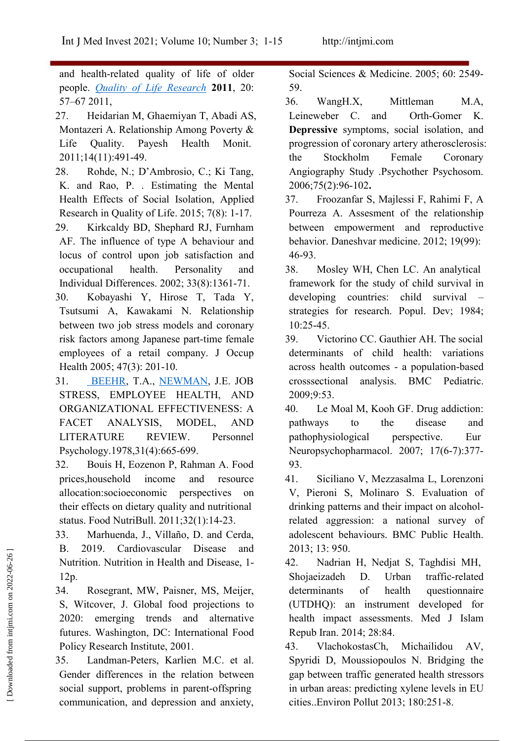and health-related quality of life of older people. *Quality of Life Research* **2011**, 20: 57–67 2011,

27. Heidarian M, Ghaemiyan T, Abadi AS, Montazeri A. Relationship Among Poverty & Life Quality. Payesh Health Monit. 2011;14(11):491-49.
28. Rohde, N.; D'Ambrosio, C.; Ki Tang, K. and Rao, P. . Estimating the Mental Health Effects of Social Isolation, Applied Research in Quality of Life. 2015; 7(8): 1-17.
29. Kirkcaldy BD, Shephard RJ, Furnham AF. The influence of type A behaviour and locus of control upon job satisfaction and occupational health. Personality and Individual Differences. 2002; 33(8):1361-71.
30. Kobayashi Y, Hirose T, Tada Y, Tsutsumi A, Kawakami N. Relationship between two job stress models and coronary risk factors among Japanese part-time female employees of a retail company. J Occup Health 2005; 47(3): 201-10.
31. BEEHR, T.A., NEWMAN, J.E. JOB STRESS, EMPLOYEE HEALTH, AND ORGANIZATIONAL EFFECTIVENESS: A FACET ANALYSIS, MODEL, AND LITERATURE REVIEW. Personnel Psychology.1978,31(4):665-699.
32. Bouis H, Eozenon P, Rahman A. Food prices,household income and resource allocation:socioeconomic perspectives on their effects on dietary quality and nutritional status. Food NutriBull. 2011;32(1):14-23.
33. Marhuenda, J., Villaño, D. and Cerda, B. 2019. Cardiovascular Disease and Nutrition. Nutrition in Health and Disease, 1-12p.
34. Rosegrant, MW, Paisner, MS, Meijer, S, Witcover, J. Global food projections to 2020: emerging trends and alternative futures. Washington, DC: International Food Policy Research Institute, 2001.
35. Landman-Peters, Karlien M.C. et al. Gender differences in the relation between social support, problems in parent-offspring communication, and depression and anxiety, Social Sciences & Medicine. 2005; 60: 2549-59.
36. WangH.X, Mittleman M.A, Leineweber C. and Orth-Gomer K. **Depressive** symptoms, social isolation, and progression of coronary artery atherosclerosis: the Stockholm Female Coronary Angiography Study .Psychother Psychosom. 2006;75(2):96-102**.**
37. Froozanfar S, Majlessi F, Rahimi F, A Pourreza A. Assesment of the relationship between empowerment and reproductive behavior. Daneshvar medicine. 2012; 19(99): 46-93.
38. Mosley WH, Chen LC. An analytical framework for the study of child survival in developing countries: child survival – strategies for research. Popul. Dev; 1984; 10:25-45.
39. Victorino CC. Gauthier AH. The social determinants of child health: variations across health outcomes - a population-based crosssectional analysis. BMC Pediatric. 2009;9:53.
40. Le Moal M, Kooh GF. Drug addiction: pathways to the disease and pathophysiological perspective. Eur Neuropsychopharmacol. 2007; 17(6-7):377-93.
41. Siciliano V, Mezzasalma L, Lorenzoni V, Pieroni S, Molinaro S. Evaluation of drinking patterns and their impact on alcohol-related aggression: a national survey of adolescent behaviours. BMC Public Health. 2013; 13: 950.
42. Nadrian H, Nedjat S, Taghdisi MH, Shojaeizadeh D. Urban traffic-related determinants of health questionnaire (UTDHQ): an instrument developed for health impact assessments. Med J Islam Repub Iran. 2014; 28:84.
43. VlachokostasCh, Michailidou AV, Spyridi D, Moussiopoulos N. Bridging the gap between traffic generated health stressors in urban areas: predicting xylene levels in EU cities..Environ Pollut 2013; 180:251-8.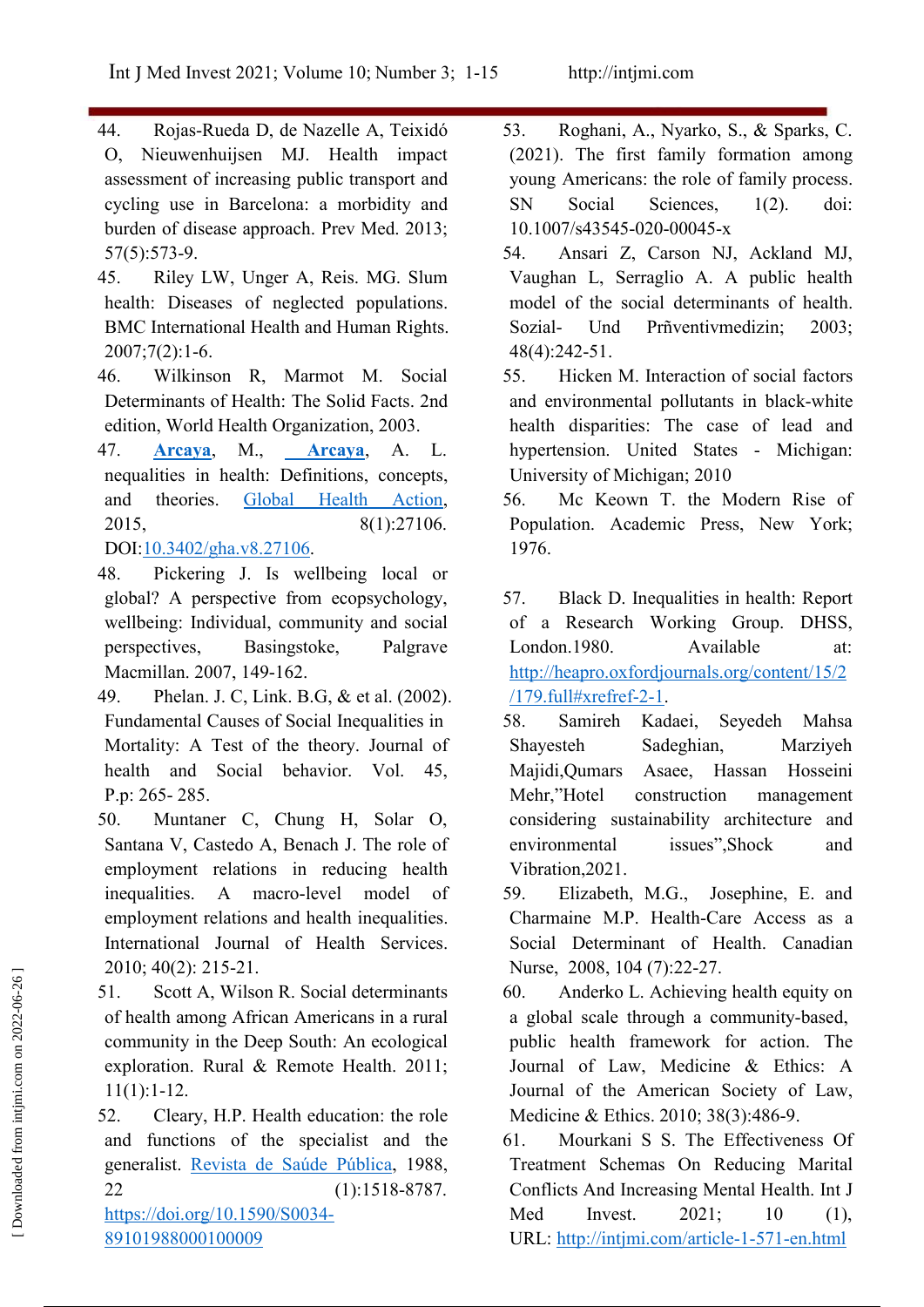44. Rojas-Rueda D, de Nazelle A, Teixidó O, Nieuwenhuijsen MJ. Health impact assessment of increasing public transport and cycling use in Barcelona: a morbidity and burden of disease approach. Prev Med. 2013; 57(5):573-9.
45. Riley LW, Unger A, Reis. MG. Slum health: Diseases of neglected populations. BMC International Health and Human Rights. 2007;7(2):1-6.
46. Wilkinson R, Marmot M. Social Determinants of Health: The Solid Facts. 2nd edition, World Health Organization, 2003.
47. **Arcaya**, M., **Arcaya**, A. L. nequalities in health: Definitions, concepts, and theories. Global Health Action, 2015, 8(1):27106. DOI:10.3402/gha.v8.27106.
48. Pickering J. Is wellbeing local or global? A perspective from ecopsychology, wellbeing: Individual, community and social perspectives, Basingstoke, Palgrave Macmillan. 2007, 149-162.
49. Phelan. J. C, Link. B.G, & et al. (2002). Fundamental Causes of Social Inequalities in Mortality: A Test of the theory. Journal of health and Social behavior. Vol. 45, P.p: 265- 285.
50. Muntaner C, Chung H, Solar O, Santana V, Castedo A, Benach J. The role of employment relations in reducing health inequalities. A macro-level model of employment relations and health inequalities. International Journal of Health Services. 2010; 40(2): 215-21.
51. Scott A, Wilson R. Social determinants of health among African Americans in a rural community in the Deep South: An ecological exploration. Rural & Remote Health. 2011; 11(1):1-12.
52. Cleary, H.P. Health education: the role and functions of the specialist and the generalist. Revista de Saúde Pública, 1988, 22 (1):1518-8787. https://doi.org/10.1590/S0034-89101988000100009
53. Roghani, A., Nyarko, S., & Sparks, C. (2021). The first family formation among young Americans: the role of family process. SN Social Sciences, 1(2). doi: 10.1007/s43545-020-00045-x
54. Ansari Z, Carson NJ, Ackland MJ, Vaughan L, Serraglio A. A public health model of the social determinants of health. Sozial- Und Prñventivmedizin; 2003; 48(4):242-51.
55. Hicken M. Interaction of social factors and environmental pollutants in black-white health disparities: The case of lead and hypertension. United States - Michigan: University of Michigan; 2010
56. Mc Keown T. the Modern Rise of Population. Academic Press, New York; 1976.
57. Black D. Inequalities in health: Report of a Research Working Group. DHSS, London.1980. Available at: http://heapro.oxfordjournals.org/content/15/2/179.full#xrefref-2-1.
58. Samireh Kadaei, Seyedeh Mahsa Shayesteh Sadeghian, Marziyeh Majidi,Qumars Asaee, Hassan Hosseini Mehr,"Hotel construction management considering sustainability architecture and environmental issues",Shock and Vibration,2021.
59. Elizabeth, M.G., Josephine, E. and Charmaine M.P. Health-Care Access as a Social Determinant of Health. Canadian Nurse, 2008, 104 (7):22-27.
60. Anderko L. Achieving health equity on a global scale through a community-based, public health framework for action. The Journal of Law, Medicine & Ethics: A Journal of the American Society of Law, Medicine & Ethics. 2010; 38(3):486-9.
61. Mourkani S S. The Effectiveness Of Treatment Schemas On Reducing Marital Conflicts And Increasing Mental Health. Int J Med Invest. 2021; 10 (1), URL: http://intjmi.com/article-1-571-en.html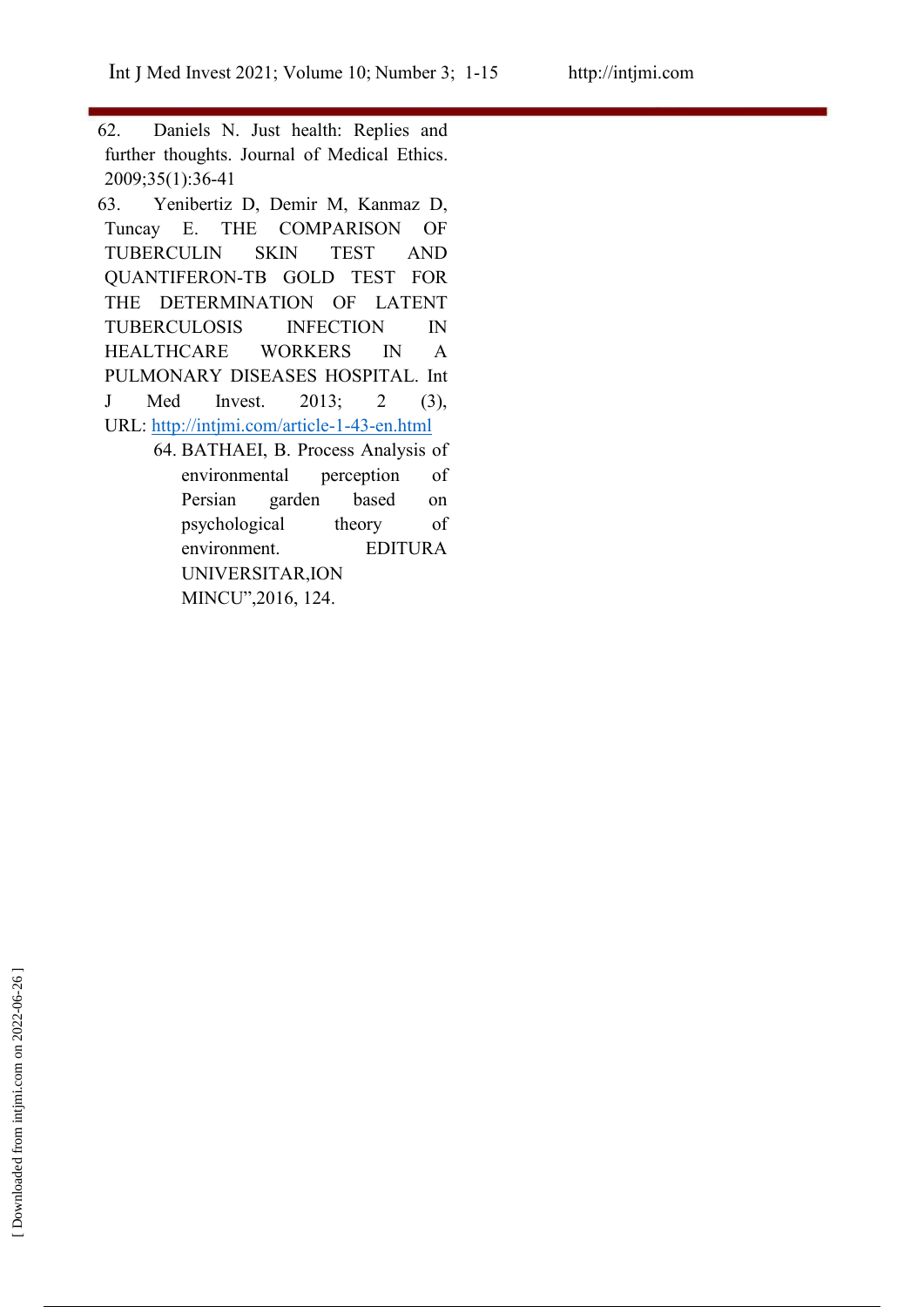62. Daniels N. Just health: Replies and further thoughts. Journal of Medical Ethics. 2009;35(1):36-41

63. Yenibertiz D, Demir M, Kanmaz D, Tuncay E. THE COMPARISON OF TUBERCULIN SKIN TEST AND QUANTIFERON-TB GOLD TEST FOR THE DETERMINATION OF LATENT TUBERCULOSIS INFECTION IN HEALTHCARE WORKERS IN A PULMONARY DISEASES HOSPITAL. Int J Med Invest. 2013; 2 (3), URL: http://intjmi.com/article-1-43-en.html

64. BATHAEI, B. Process Analysis of environmental perception of Persian garden based on psychological theory of environment. EDITURA UNIVERSITAR,ION MINCU",2016, 124.